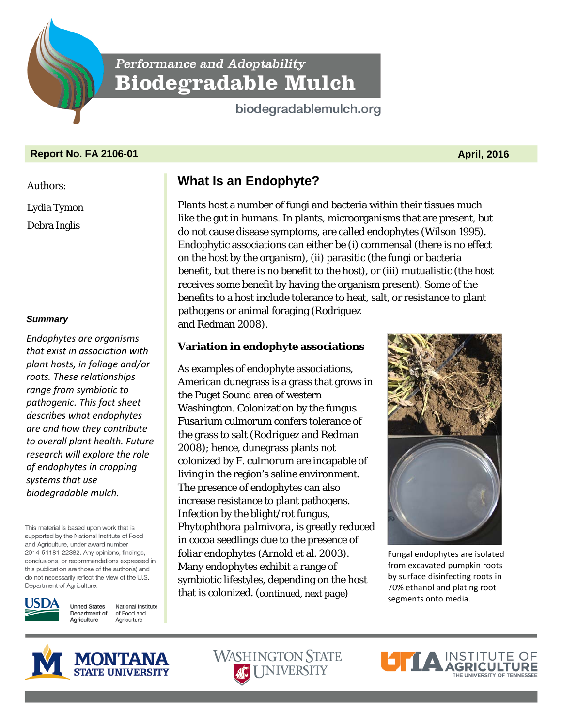Performance and Adoptability

# Biodegradable Mulch

biodegradablemulch.org

**Report No. FA 2106-01** **April, 2016**

Authors:

Lydia Tymon

Debra Inglis

***Summary***

*Endophytes are organisms that exist in association with plant hosts, in foliage and/or roots. These relationships range from symbiotic to pathogenic. This fact sheet describes what endophytes are and how they contribute to overall plant health. Future research will explore the role of endophytes in cropping systems that use biodegradable mulch.*

This material is based upon work that is supported by the National Institute of Food and Agriculture, under award number 2014-51181-22382. Any opinions, findings, conclusions, or recommendations expressed in this publication are those of the author(s) and do not necessarily reflect the view of the U.S. Department of Agriculture.

USDA United States Department of Agriculture · National Institute of Food and Agriculture

## What Is an Endophyte?

Plants host a number of fungi and bacteria within their tissues much like the gut in humans. In plants, microorganisms that are present, but do not cause disease symptoms, are called endophytes (Wilson 1995). Endophytic associations can either be (i) commensal (there is no effect on the host by the organism), (ii) parasitic (the fungi or bacteria benefit, but there is no benefit to the host), or (iii) mutualistic (the host receives some benefit by having the organism present). Some of the benefits to a host include tolerance to heat, salt, or resistance to plant pathogens or animal foraging (Rodriguez and Redman 2008).

### Variation in endophyte associations

As examples of endophyte associations, American dunegrass is a grass that grows in the Puget Sound area of western Washington. Colonization by the fungus *Fusarium* culmorum confers tolerance of the grass to salt (Rodriguez and Redman 2008); hence, dunegrass plants not colonized by F. culmorum are incapable of living in the region's saline environment. The presence of endophytes can also increase resistance to plant pathogens. Infection by the blight/rot fungus, *Phytophthora palmivora*, is greatly reduced in cocoa seedlings due to the presence of foliar endophytes (Arnold et al. 2003). Many endophytes exhibit a range of symbiotic lifestyles, depending on the host that is colonized. (continued, next page)

Fungal endophytes are isolated from excavated pumpkin roots by surface disinfecting roots in 70% ethanol and plating root segments onto media.

MONTANA STATE UNIVERSITY · WASHINGTON STATE UNIVERSITY · UTIA INSTITUTE OF AGRICULTURE THE UNIVERSITY OF TENNESSEE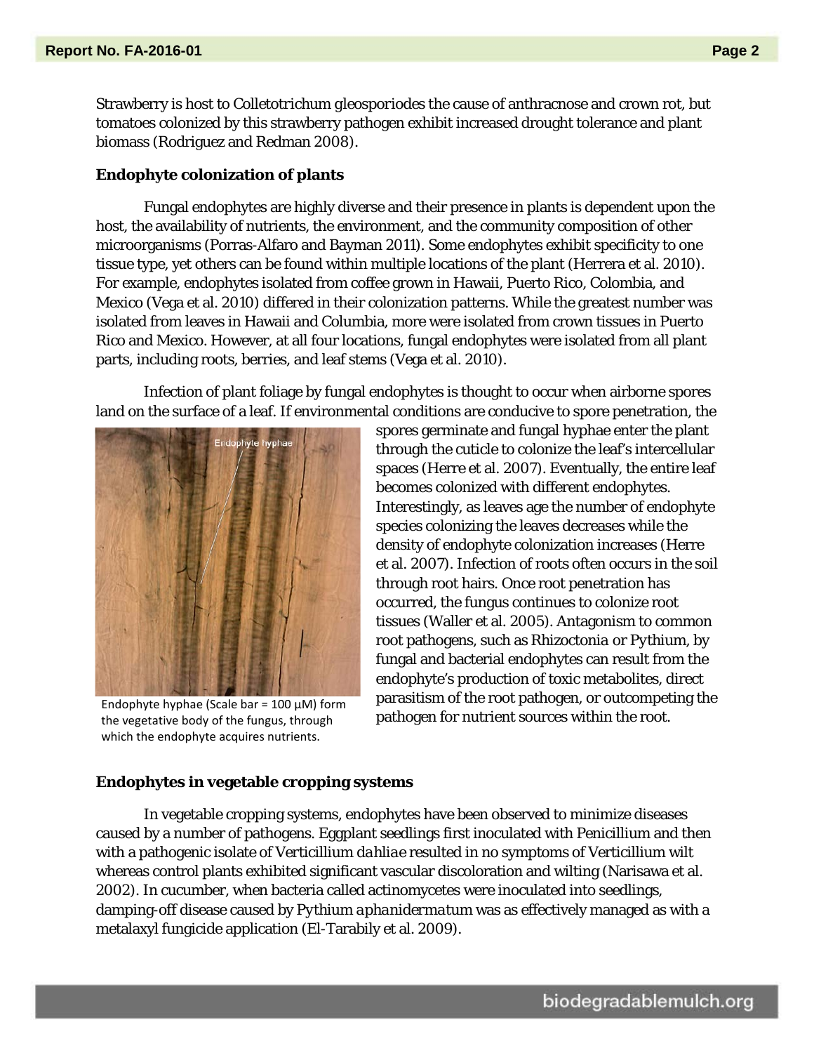Strawberry is host to Colletotrichum gleosporiodes the cause of anthracnose and crown rot, but tomatoes colonized by this strawberry pathogen exhibit increased drought tolerance and plant biomass (Rodriguez and Redman 2008).

**Endophyte colonization of plants**

Fungal endophytes are highly diverse and their presence in plants is dependent upon the host, the availability of nutrients, the environment, and the community composition of other microorganisms (Porras-Alfaro and Bayman 2011). Some endophytes exhibit specificity to one tissue type, yet others can be found within multiple locations of the plant (Herrera et al. 2010). For example, endophytes isolated from coffee grown in Hawaii, Puerto Rico, Colombia, and Mexico (Vega et al. 2010) differed in their colonization patterns. While the greatest number was isolated from leaves in Hawaii and Columbia, more were isolated from crown tissues in Puerto Rico and Mexico. However, at all four locations, fungal endophytes were isolated from all plant parts, including roots, berries, and leaf stems (Vega et al. 2010).

Infection of plant foliage by fungal endophytes is thought to occur when airborne spores land on the surface of a leaf. If environmental conditions are conducive to spore penetration, the spores germinate and fungal hyphae enter the plant through the cuticle to colonize the leaf's intercellular spaces (Herre et al. 2007). Eventually, the entire leaf becomes colonized with different endophytes. Interestingly, as leaves age the number of endophyte species colonizing the leaves decreases while the density of endophyte colonization increases (Herre et al. 2007). Infection of roots often occurs in the soil through root hairs. Once root penetration has occurred, the fungus continues to colonize root tissues (Waller et al. 2005). Antagonism to common root pathogens, such as *Rhizoctonia* or *Pythium*, by fungal and bacterial endophytes can result from the endophyte's production of toxic metabolites, direct parasitism of the root pathogen, or outcompeting the pathogen for nutrient sources within the root.

Endophyte hyphae (Scale bar = 100 μM) form the vegetative body of the fungus, through which the endophyte acquires nutrients.

**Endophytes in vegetable cropping systems**

In vegetable cropping systems, endophytes have been observed to minimize diseases caused by a number of pathogens. Eggplant seedlings first inoculated with Penicillium and then with a pathogenic isolate of Verticillium *dahliae* resulted in no symptoms of Verticillium wilt whereas control plants exhibited significant vascular discoloration and wilting (Narisawa et al. 2002). In cucumber, when bacteria called actinomycetes were inoculated into seedlings, damping-off disease caused by *Pythium aphanidermatum* was as effectively managed as with a metalaxyl fungicide application (El-Tarabily et al. 2009).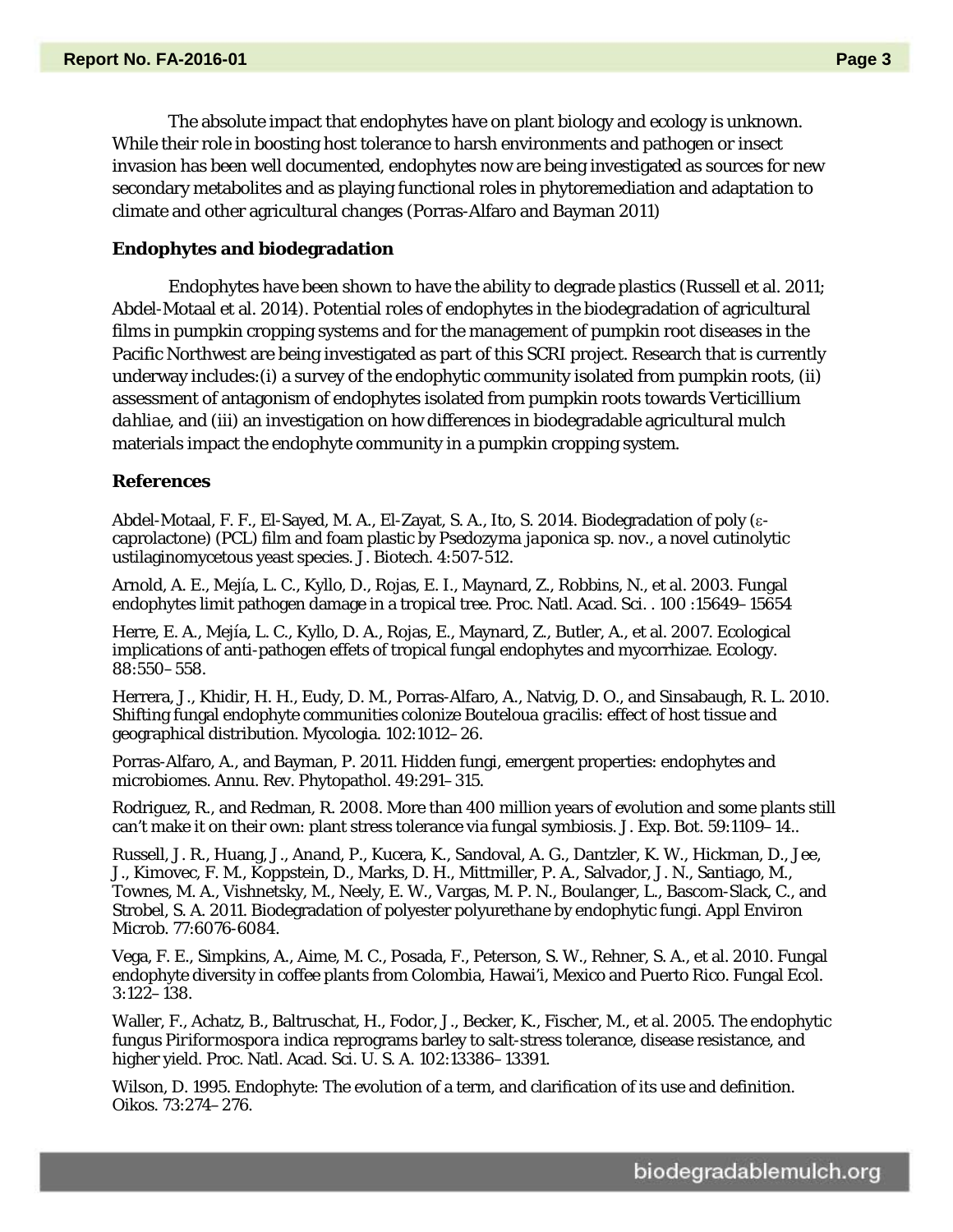The absolute impact that endophytes have on plant biology and ecology is unknown. While their role in boosting host tolerance to harsh environments and pathogen or insect invasion has been well documented, endophytes now are being investigated as sources for new secondary metabolites and as playing functional roles in phytoremediation and adaptation to climate and other agricultural changes (Porras-Alfaro and Bayman 2011)

### Endophytes and biodegradation

Endophytes have been shown to have the ability to degrade plastics (Russell et al. 2011; Abdel-Motaal et al. 2014). Potential roles of endophytes in the biodegradation of agricultural films in pumpkin cropping systems and for the management of pumpkin root diseases in the Pacific Northwest are being investigated as part of this SCRI project. Research that is currently underway includes:(i) a survey of the endophytic community isolated from pumpkin roots, (ii) assessment of antagonism of endophytes isolated from pumpkin roots towards *Verticillium dahliae*, and (iii) an investigation on how differences in biodegradable agricultural mulch materials impact the endophyte community in a pumpkin cropping system.

### References

Abdel-Motaal, F. F., El-Sayed, M. A., El-Zayat, S. A., Ito, S. 2014. Biodegradation of poly (ε-caprolactone) (PCL) film and foam plastic by *Psedozyma japonica* sp. nov., a novel cutinolytic ustilaginomycetous yeast species. J. Biotech. 4:507-512.

Arnold, A. E., Mejía, L. C., Kyllo, D., Rojas, E. I., Maynard, Z., Robbins, N., et al. 2003. Fungal endophytes limit pathogen damage in a tropical tree. Proc. Natl. Acad. Sci. . 100 :15649–15654

Herre, E. A., Mejía, L. C., Kyllo, D. A., Rojas, E., Maynard, Z., Butler, A., et al. 2007. Ecological implications of anti-pathogen effets of tropical fungal endophytes and mycorrhizae. Ecology. 88:550–558.

Herrera, J., Khidir, H. H., Eudy, D. M., Porras-Alfaro, A., Natvig, D. O., and Sinsabaugh, R. L. 2010. Shifting fungal endophyte communities colonize *Bouteloua gracilis*: effect of host tissue and geographical distribution. Mycologia. 102:1012–26.

Porras-Alfaro, A., and Bayman, P. 2011. Hidden fungi, emergent properties: endophytes and microbiomes. Annu. Rev. Phytopathol. 49:291–315.

Rodriguez, R., and Redman, R. 2008. More than 400 million years of evolution and some plants still can't make it on their own: plant stress tolerance via fungal symbiosis. J. Exp. Bot. 59:1109–14..

Russell, J. R., Huang, J., Anand, P., Kucera, K., Sandoval, A. G., Dantzler, K. W., Hickman, D., Jee, J., Kimovec, F. M., Koppstein, D., Marks, D. H., Mittmiller, P. A., Salvador, J. N., Santiago, M., Townes, M. A., Vishnetsky, M., Neely, E. W., Vargas, M. P. N., Boulanger, L., Bascom-Slack, C., and Strobel, S. A. 2011. Biodegradation of polyester polyurethane by endophytic fungi. Appl Environ Microb. 77:6076-6084.

Vega, F. E., Simpkins, A., Aime, M. C., Posada, F., Peterson, S. W., Rehner, S. A., et al. 2010. Fungal endophyte diversity in coffee plants from Colombia, Hawai'i, Mexico and Puerto Rico. Fungal Ecol. 3:122–138.

Waller, F., Achatz, B., Baltruschat, H., Fodor, J., Becker, K., Fischer, M., et al. 2005. The endophytic fungus *Piriformospora indica* reprograms barley to salt-stress tolerance, disease resistance, and higher yield. Proc. Natl. Acad. Sci. U. S. A. 102:13386–13391.

Wilson, D. 1995. Endophyte: The evolution of a term, and clarification of its use and definition. Oikos. 73:274–276.